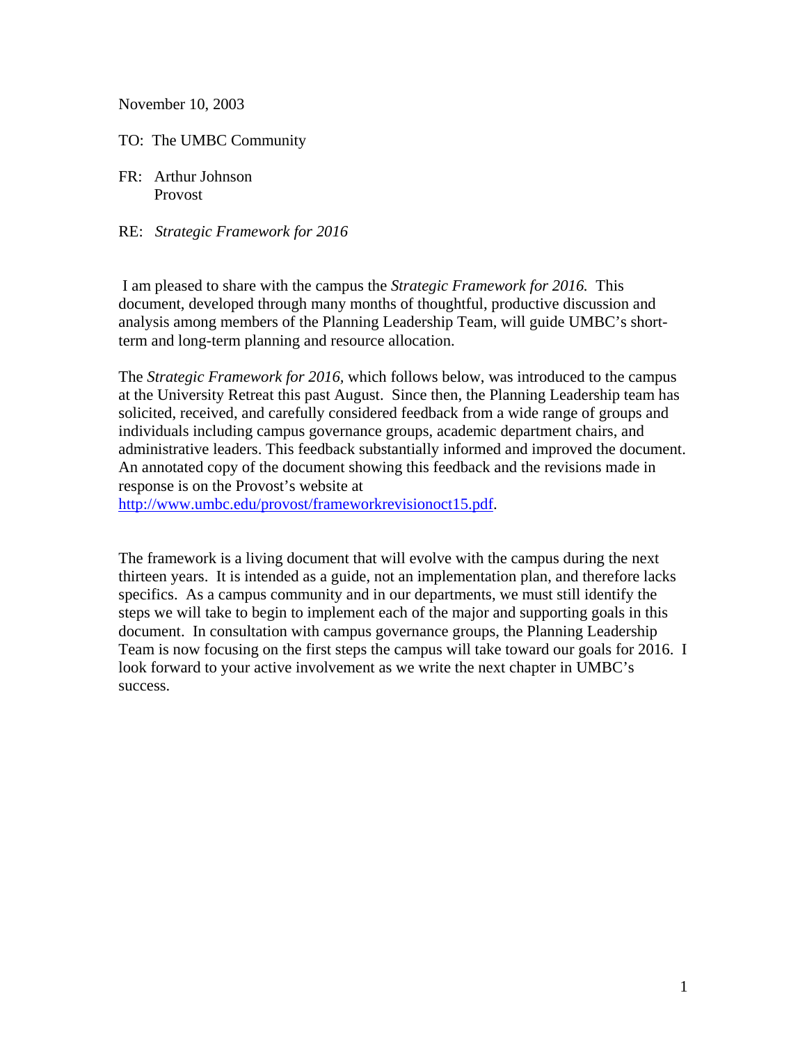November 10, 2003

TO: The UMBC Community

FR: Arthur Johnson
Provost

RE: *Strategic Framework for 2016*

I am pleased to share with the campus the *Strategic Framework for 2016.* This document, developed through many months of thoughtful, productive discussion and analysis among members of the Planning Leadership Team, will guide UMBC's short-term and long-term planning and resource allocation.

The *Strategic Framework for 2016*, which follows below, was introduced to the campus at the University Retreat this past August. Since then, the Planning Leadership team has solicited, received, and carefully considered feedback from a wide range of groups and individuals including campus governance groups, academic department chairs, and administrative leaders. This feedback substantially informed and improved the document. An annotated copy of the document showing this feedback and the revisions made in response is on the Provost's website at http://www.umbc.edu/provost/frameworkrevisionoct15.pdf.

The framework is a living document that will evolve with the campus during the next thirteen years. It is intended as a guide, not an implementation plan, and therefore lacks specifics. As a campus community and in our departments, we must still identify the steps we will take to begin to implement each of the major and supporting goals in this document. In consultation with campus governance groups, the Planning Leadership Team is now focusing on the first steps the campus will take toward our goals for 2016. I look forward to your active involvement as we write the next chapter in UMBC's success.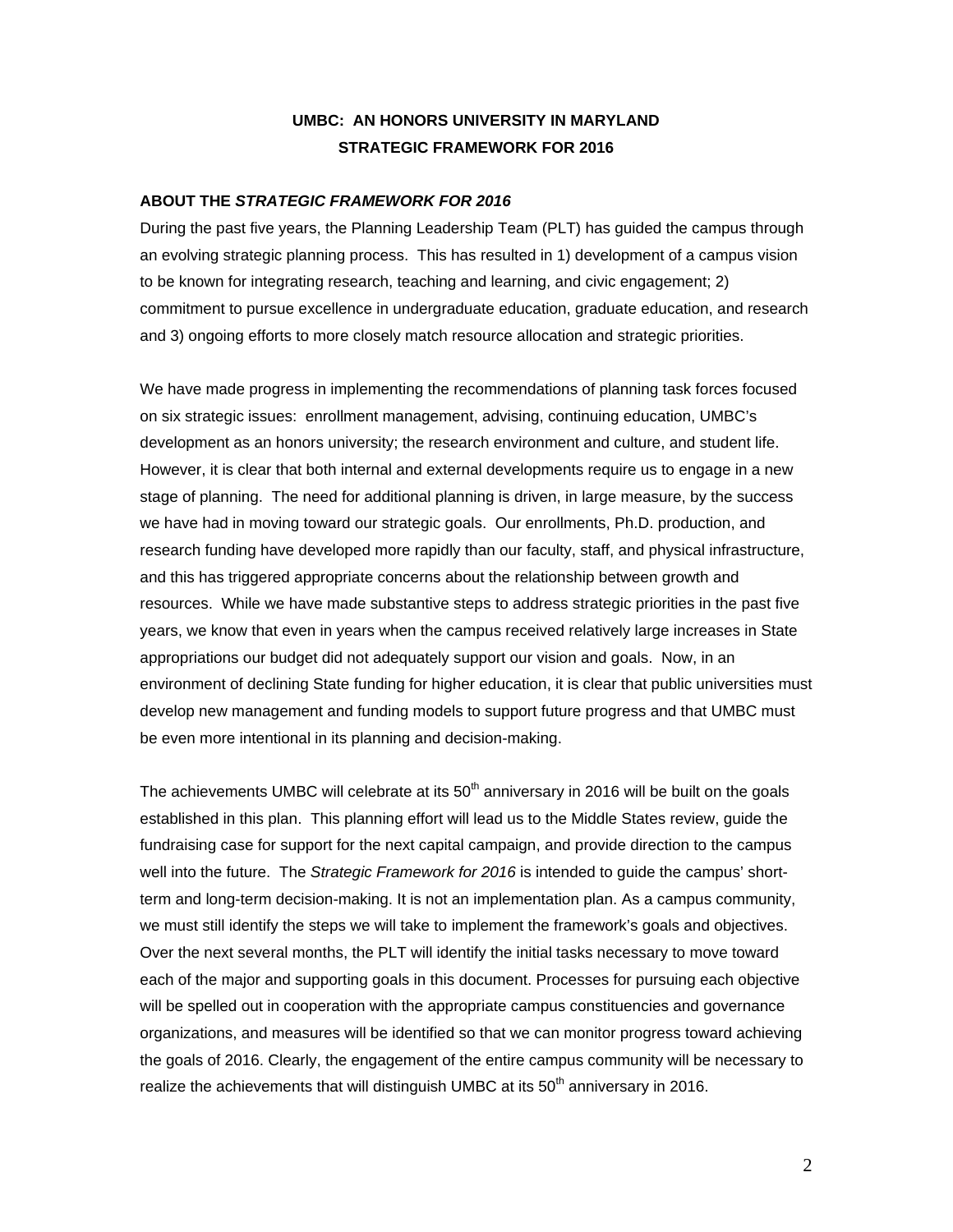# UMBC: AN HONORS UNIVERSITY IN MARYLAND
# STRATEGIC FRAMEWORK FOR 2016

## ABOUT THE *STRATEGIC FRAMEWORK FOR 2016*

During the past five years, the Planning Leadership Team (PLT) has guided the campus through an evolving strategic planning process. This has resulted in 1) development of a campus vision to be known for integrating research, teaching and learning, and civic engagement; 2) commitment to pursue excellence in undergraduate education, graduate education, and research and 3) ongoing efforts to more closely match resource allocation and strategic priorities.

We have made progress in implementing the recommendations of planning task forces focused on six strategic issues: enrollment management, advising, continuing education, UMBC's development as an honors university; the research environment and culture, and student life. However, it is clear that both internal and external developments require us to engage in a new stage of planning. The need for additional planning is driven, in large measure, by the success we have had in moving toward our strategic goals. Our enrollments, Ph.D. production, and research funding have developed more rapidly than our faculty, staff, and physical infrastructure, and this has triggered appropriate concerns about the relationship between growth and resources. While we have made substantive steps to address strategic priorities in the past five years, we know that even in years when the campus received relatively large increases in State appropriations our budget did not adequately support our vision and goals. Now, in an environment of declining State funding for higher education, it is clear that public universities must develop new management and funding models to support future progress and that UMBC must be even more intentional in its planning and decision-making.

The achievements UMBC will celebrate at its 50th anniversary in 2016 will be built on the goals established in this plan. This planning effort will lead us to the Middle States review, guide the fundraising case for support for the next capital campaign, and provide direction to the campus well into the future. The *Strategic Framework for 2016* is intended to guide the campus' short-term and long-term decision-making. It is not an implementation plan. As a campus community, we must still identify the steps we will take to implement the framework's goals and objectives. Over the next several months, the PLT will identify the initial tasks necessary to move toward each of the major and supporting goals in this document. Processes for pursuing each objective will be spelled out in cooperation with the appropriate campus constituencies and governance organizations, and measures will be identified so that we can monitor progress toward achieving the goals of 2016. Clearly, the engagement of the entire campus community will be necessary to realize the achievements that will distinguish UMBC at its 50th anniversary in 2016.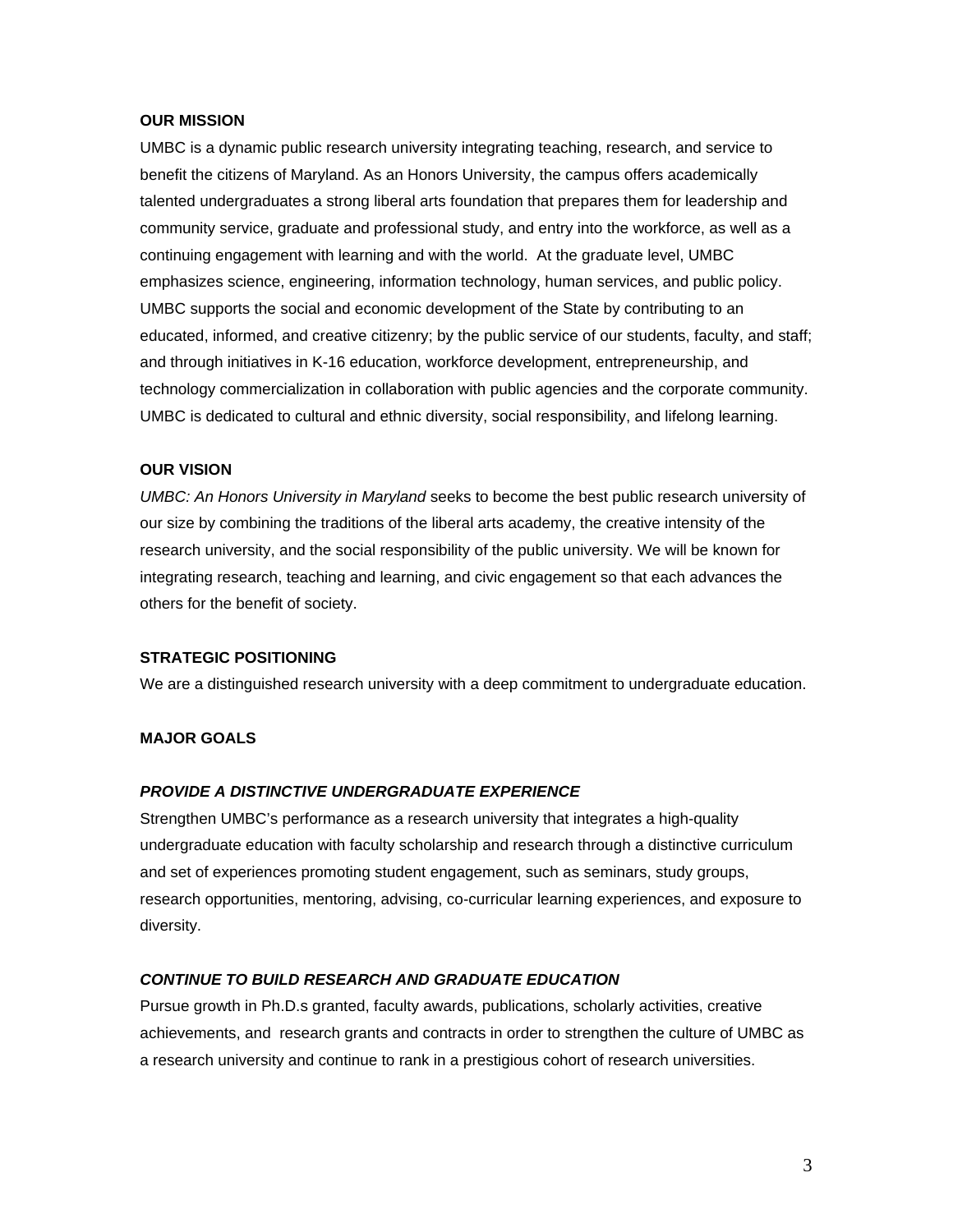## OUR MISSION

UMBC is a dynamic public research university integrating teaching, research, and service to benefit the citizens of Maryland. As an Honors University, the campus offers academically talented undergraduates a strong liberal arts foundation that prepares them for leadership and community service, graduate and professional study, and entry into the workforce, as well as a continuing engagement with learning and with the world. At the graduate level, UMBC emphasizes science, engineering, information technology, human services, and public policy. UMBC supports the social and economic development of the State by contributing to an educated, informed, and creative citizenry; by the public service of our students, faculty, and staff; and through initiatives in K-16 education, workforce development, entrepreneurship, and technology commercialization in collaboration with public agencies and the corporate community. UMBC is dedicated to cultural and ethnic diversity, social responsibility, and lifelong learning.

## OUR VISION

*UMBC: An Honors University in Maryland* seeks to become the best public research university of our size by combining the traditions of the liberal arts academy, the creative intensity of the research university, and the social responsibility of the public university. We will be known for integrating research, teaching and learning, and civic engagement so that each advances the others for the benefit of society.

## STRATEGIC POSITIONING

We are a distinguished research university with a deep commitment to undergraduate education.

## MAJOR GOALS

### *PROVIDE A DISTINCTIVE UNDERGRADUATE EXPERIENCE*

Strengthen UMBC's performance as a research university that integrates a high-quality undergraduate education with faculty scholarship and research through a distinctive curriculum and set of experiences promoting student engagement, such as seminars, study groups, research opportunities, mentoring, advising, co-curricular learning experiences, and exposure to diversity.

### *CONTINUE TO BUILD RESEARCH AND GRADUATE EDUCATION*

Pursue growth in Ph.D.s granted, faculty awards, publications, scholarly activities, creative achievements, and research grants and contracts in order to strengthen the culture of UMBC as a research university and continue to rank in a prestigious cohort of research universities.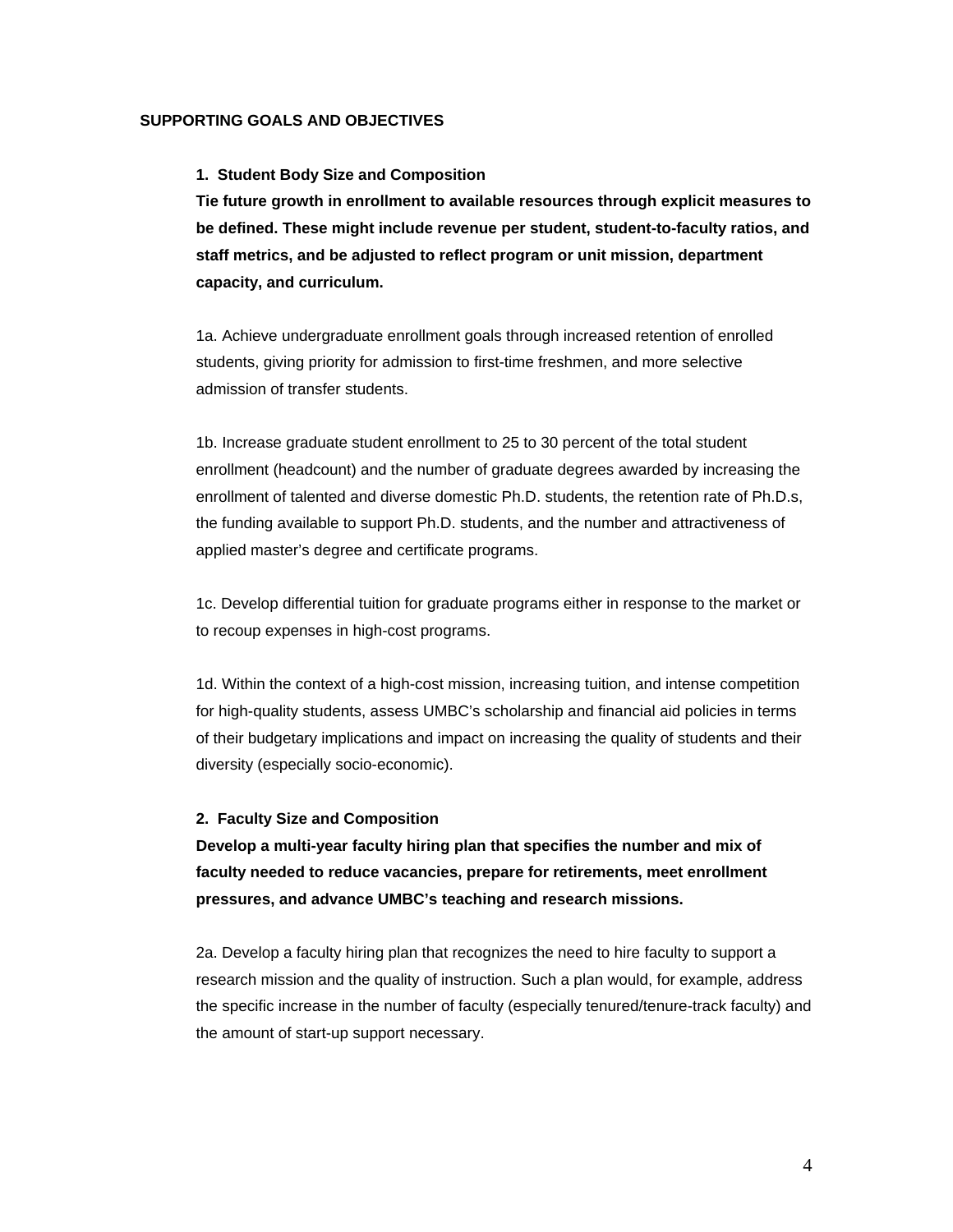## SUPPORTING GOALS AND OBJECTIVES

### 1. Student Body Size and Composition

**Tie future growth in enrollment to available resources through explicit measures to be defined. These might include revenue per student, student-to-faculty ratios, and staff metrics, and be adjusted to reflect program or unit mission, department capacity, and curriculum.**

1a. Achieve undergraduate enrollment goals through increased retention of enrolled students, giving priority for admission to first-time freshmen, and more selective admission of transfer students.

1b. Increase graduate student enrollment to 25 to 30 percent of the total student enrollment (headcount) and the number of graduate degrees awarded by increasing the enrollment of talented and diverse domestic Ph.D. students, the retention rate of Ph.D.s, the funding available to support Ph.D. students, and the number and attractiveness of applied master's degree and certificate programs.

1c. Develop differential tuition for graduate programs either in response to the market or to recoup expenses in high-cost programs.

1d. Within the context of a high-cost mission, increasing tuition, and intense competition for high-quality students, assess UMBC's scholarship and financial aid policies in terms of their budgetary implications and impact on increasing the quality of students and their diversity (especially socio-economic).

### 2. Faculty Size and Composition

**Develop a multi-year faculty hiring plan that specifies the number and mix of faculty needed to reduce vacancies, prepare for retirements, meet enrollment pressures, and advance UMBC's teaching and research missions.**

2a. Develop a faculty hiring plan that recognizes the need to hire faculty to support a research mission and the quality of instruction. Such a plan would, for example, address the specific increase in the number of faculty (especially tenured/tenure-track faculty) and the amount of start-up support necessary.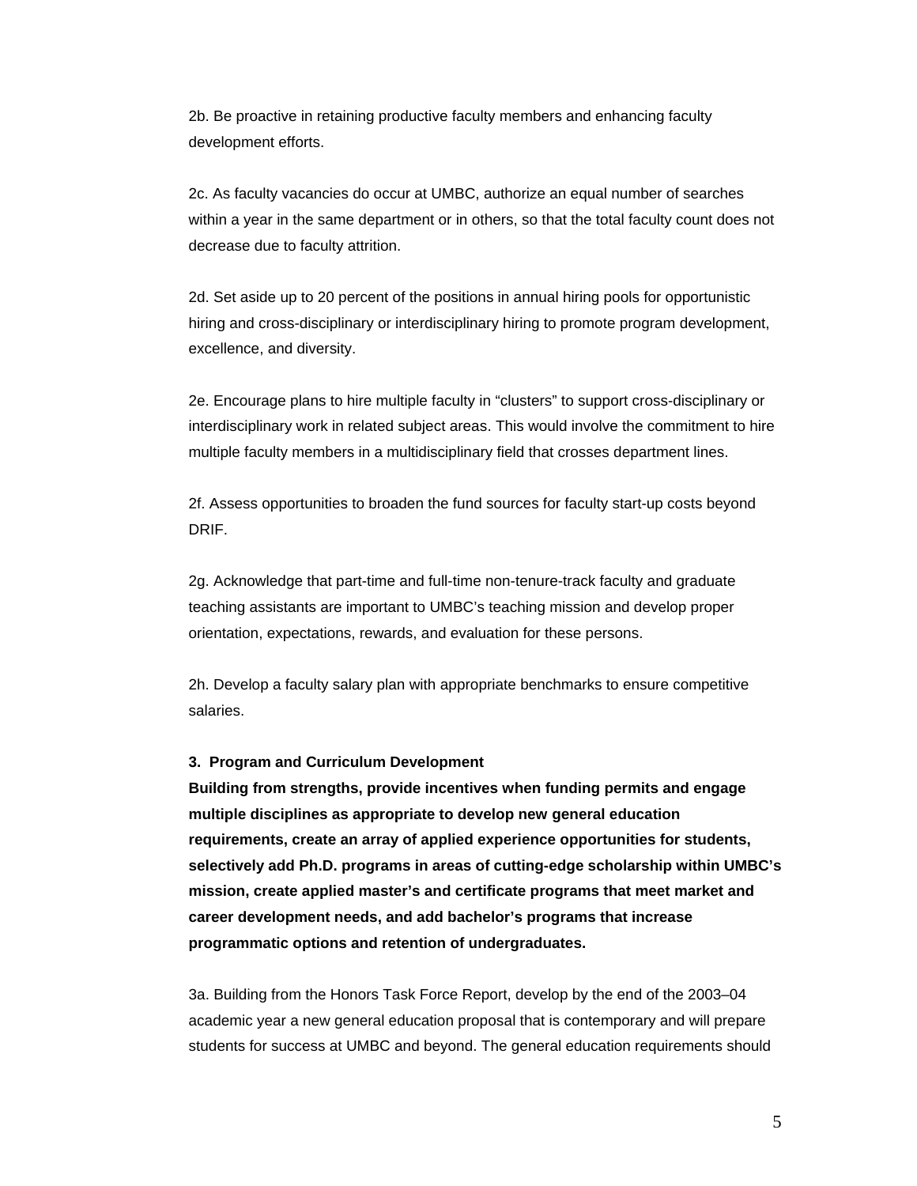2b. Be proactive in retaining productive faculty members and enhancing faculty development efforts.

2c. As faculty vacancies do occur at UMBC, authorize an equal number of searches within a year in the same department or in others, so that the total faculty count does not decrease due to faculty attrition.

2d. Set aside up to 20 percent of the positions in annual hiring pools for opportunistic hiring and cross-disciplinary or interdisciplinary hiring to promote program development, excellence, and diversity.

2e. Encourage plans to hire multiple faculty in "clusters" to support cross-disciplinary or interdisciplinary work in related subject areas. This would involve the commitment to hire multiple faculty members in a multidisciplinary field that crosses department lines.

2f. Assess opportunities to broaden the fund sources for faculty start-up costs beyond DRIF.

2g. Acknowledge that part-time and full-time non-tenure-track faculty and graduate teaching assistants are important to UMBC's teaching mission and develop proper orientation, expectations, rewards, and evaluation for these persons.

2h. Develop a faculty salary plan with appropriate benchmarks to ensure competitive salaries.

**3. Program and Curriculum Development**

**Building from strengths, provide incentives when funding permits and engage multiple disciplines as appropriate to develop new general education requirements, create an array of applied experience opportunities for students, selectively add Ph.D. programs in areas of cutting-edge scholarship within UMBC's mission, create applied master's and certificate programs that meet market and career development needs, and add bachelor's programs that increase programmatic options and retention of undergraduates.**

3a. Building from the Honors Task Force Report, develop by the end of the 2003–04 academic year a new general education proposal that is contemporary and will prepare students for success at UMBC and beyond. The general education requirements should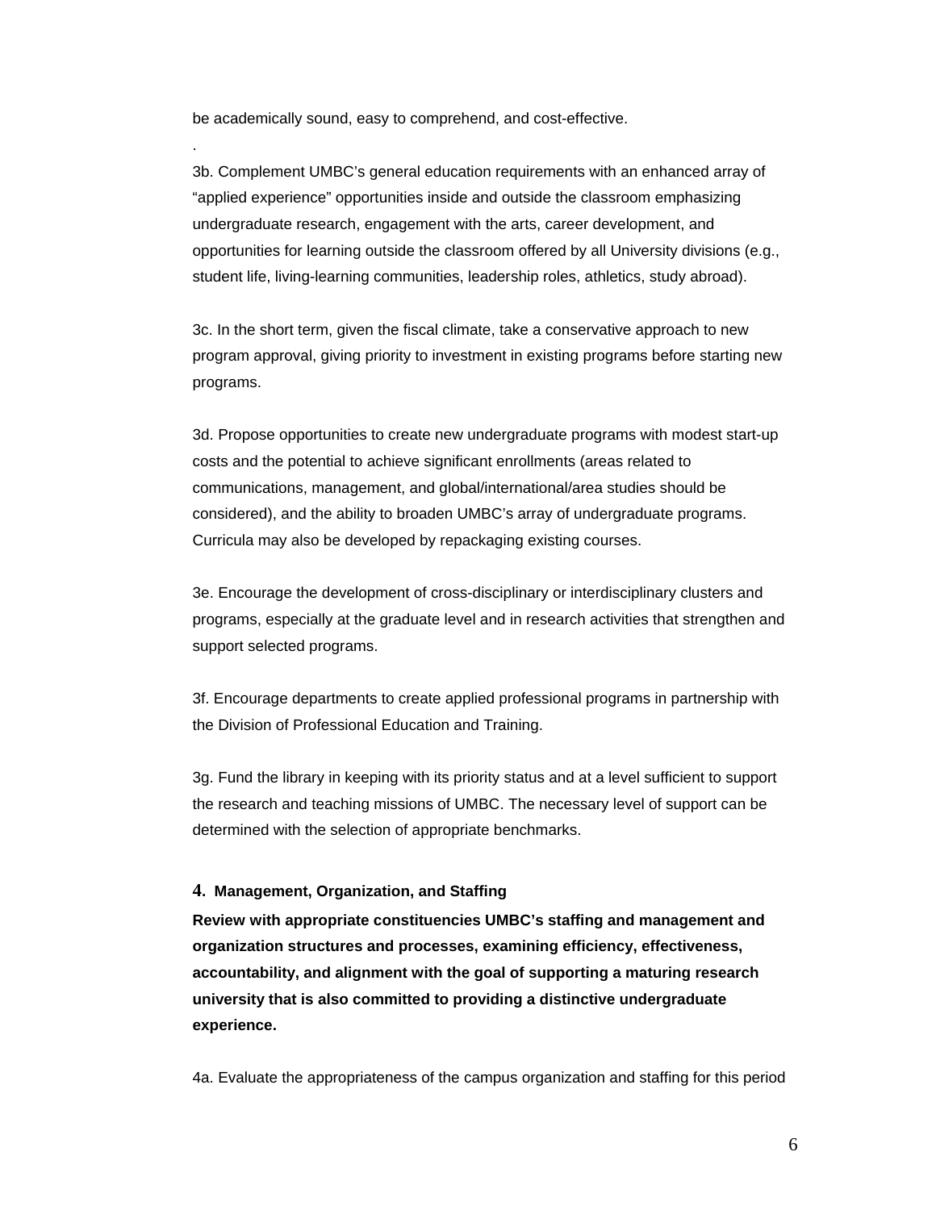be academically sound, easy to comprehend, and cost-effective.

.

3b. Complement UMBC's general education requirements with an enhanced array of "applied experience" opportunities inside and outside the classroom emphasizing undergraduate research, engagement with the arts, career development, and opportunities for learning outside the classroom offered by all University divisions (e.g., student life, living-learning communities, leadership roles, athletics, study abroad).

3c. In the short term, given the fiscal climate, take a conservative approach to new program approval, giving priority to investment in existing programs before starting new programs.

3d. Propose opportunities to create new undergraduate programs with modest start-up costs and the potential to achieve significant enrollments (areas related to communications, management, and global/international/area studies should be considered), and the ability to broaden UMBC's array of undergraduate programs. Curricula may also be developed by repackaging existing courses.

3e. Encourage the development of cross-disciplinary or interdisciplinary clusters and programs, especially at the graduate level and in research activities that strengthen and support selected programs.

3f. Encourage departments to create applied professional programs in partnership with the Division of Professional Education and Training.

3g. Fund the library in keeping with its priority status and at a level sufficient to support the research and teaching missions of UMBC. The necessary level of support can be determined with the selection of appropriate benchmarks.

**4. Management, Organization, and Staffing**

**Review with appropriate constituencies UMBC's staffing and management and organization structures and processes, examining efficiency, effectiveness, accountability, and alignment with the goal of supporting a maturing research university that is also committed to providing a distinctive undergraduate experience.**

4a. Evaluate the appropriateness of the campus organization and staffing for this period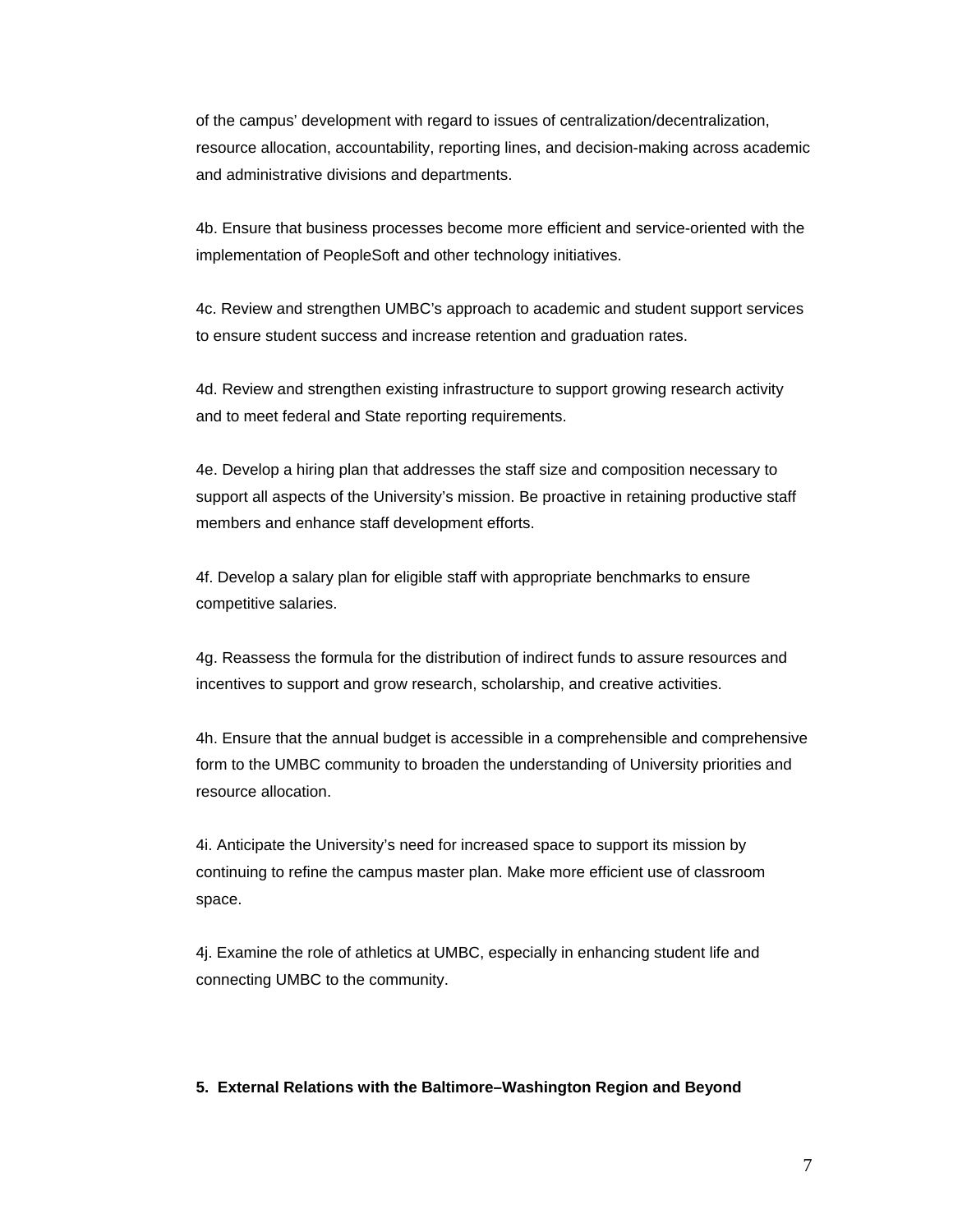of the campus' development with regard to issues of centralization/decentralization, resource allocation, accountability, reporting lines, and decision-making across academic and administrative divisions and departments.

4b. Ensure that business processes become more efficient and service-oriented with the implementation of PeopleSoft and other technology initiatives.

4c. Review and strengthen UMBC's approach to academic and student support services to ensure student success and increase retention and graduation rates.

4d. Review and strengthen existing infrastructure to support growing research activity and to meet federal and State reporting requirements.

4e. Develop a hiring plan that addresses the staff size and composition necessary to support all aspects of the University's mission. Be proactive in retaining productive staff members and enhance staff development efforts.

4f. Develop a salary plan for eligible staff with appropriate benchmarks to ensure competitive salaries.

4g. Reassess the formula for the distribution of indirect funds to assure resources and incentives to support and grow research, scholarship, and creative activities.

4h. Ensure that the annual budget is accessible in a comprehensible and comprehensive form to the UMBC community to broaden the understanding of University priorities and resource allocation.

4i. Anticipate the University's need for increased space to support its mission by continuing to refine the campus master plan. Make more efficient use of classroom space.

4j. Examine the role of athletics at UMBC, especially in enhancing student life and connecting UMBC to the community.

**5. External Relations with the Baltimore–Washington Region and Beyond**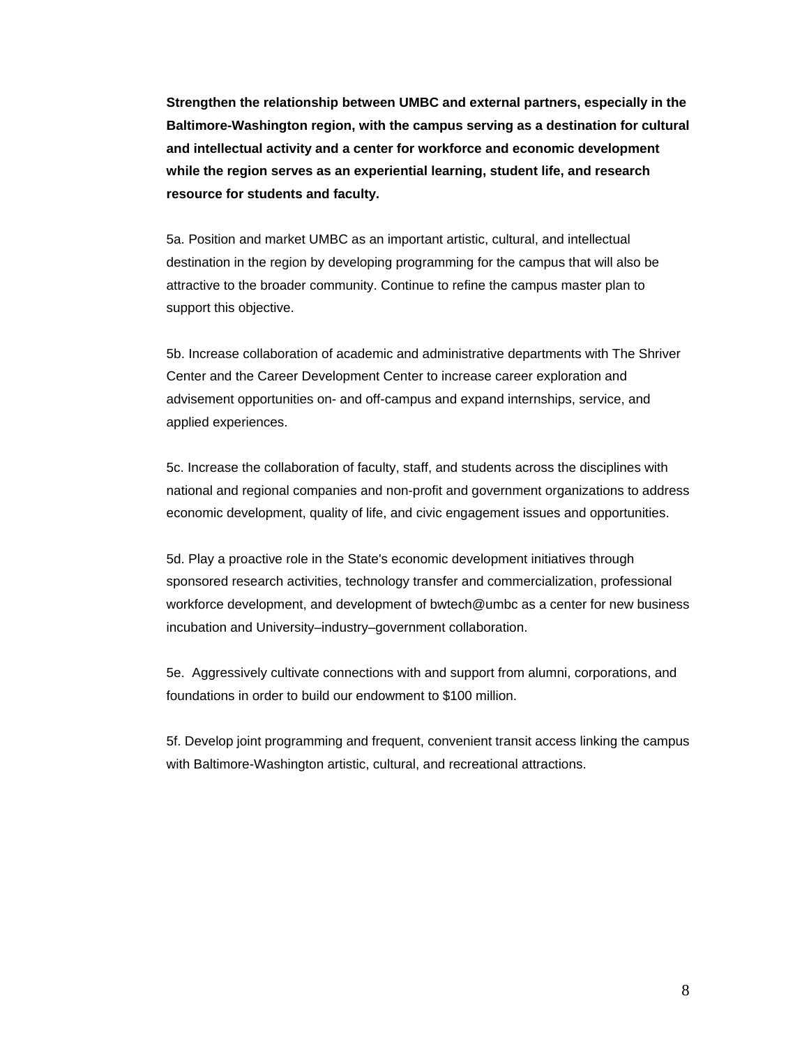**Strengthen the relationship between UMBC and external partners, especially in the Baltimore-Washington region, with the campus serving as a destination for cultural and intellectual activity and a center for workforce and economic development while the region serves as an experiential learning, student life, and research resource for students and faculty.**

5a. Position and market UMBC as an important artistic, cultural, and intellectual destination in the region by developing programming for the campus that will also be attractive to the broader community. Continue to refine the campus master plan to support this objective.

5b. Increase collaboration of academic and administrative departments with The Shriver Center and the Career Development Center to increase career exploration and advisement opportunities on- and off-campus and expand internships, service, and applied experiences.

5c. Increase the collaboration of faculty, staff, and students across the disciplines with national and regional companies and non-profit and government organizations to address economic development, quality of life, and civic engagement issues and opportunities.

5d. Play a proactive role in the State's economic development initiatives through sponsored research activities, technology transfer and commercialization, professional workforce development, and development of bwtech@umbc as a center for new business incubation and University–industry–government collaboration.

5e. Aggressively cultivate connections with and support from alumni, corporations, and foundations in order to build our endowment to $100 million.

5f. Develop joint programming and frequent, convenient transit access linking the campus with Baltimore-Washington artistic, cultural, and recreational attractions.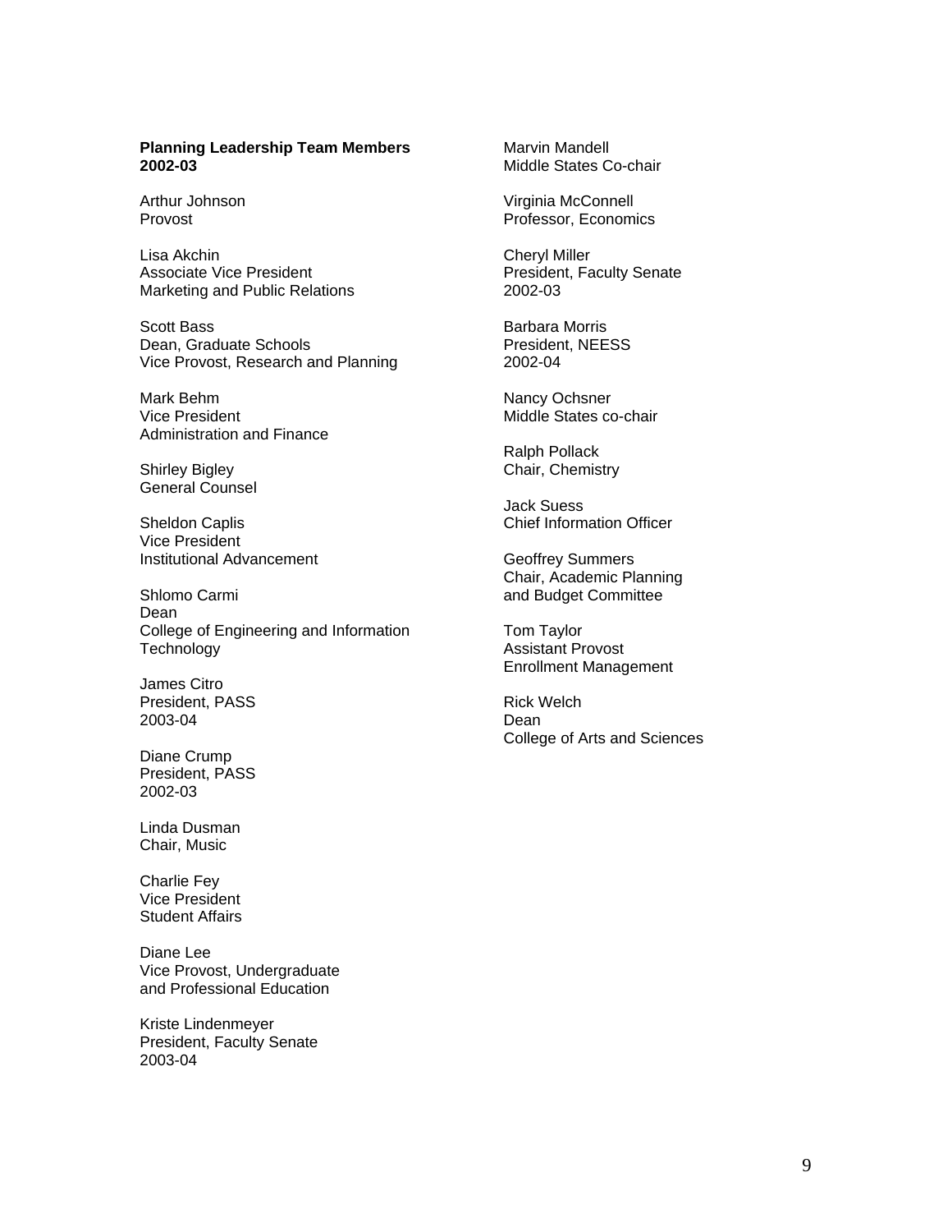**Planning Leadership Team Members 2002-03**

Arthur Johnson
Provost

Lisa Akchin
Associate Vice President
Marketing and Public Relations

Scott Bass
Dean, Graduate Schools
Vice Provost, Research and Planning

Mark Behm
Vice President
Administration and Finance

Shirley Bigley
General Counsel

Sheldon Caplis
Vice President
Institutional Advancement

Shlomo Carmi
Dean
College of Engineering and Information Technology

James Citro
President, PASS
2003-04

Diane Crump
President, PASS
2002-03

Linda Dusman
Chair, Music

Charlie Fey
Vice President
Student Affairs

Diane Lee
Vice Provost, Undergraduate and Professional Education

Kriste Lindenmeyer
President, Faculty Senate
2003-04

Marvin Mandell
Middle States Co-chair

Virginia McConnell
Professor, Economics

Cheryl Miller
President, Faculty Senate
2002-03

Barbara Morris
President, NEESS
2002-04

Nancy Ochsner
Middle States co-chair

Ralph Pollack
Chair, Chemistry

Jack Suess
Chief Information Officer

Geoffrey Summers
Chair, Academic Planning and Budget Committee

Tom Taylor
Assistant Provost
Enrollment Management

Rick Welch
Dean
College of Arts and Sciences